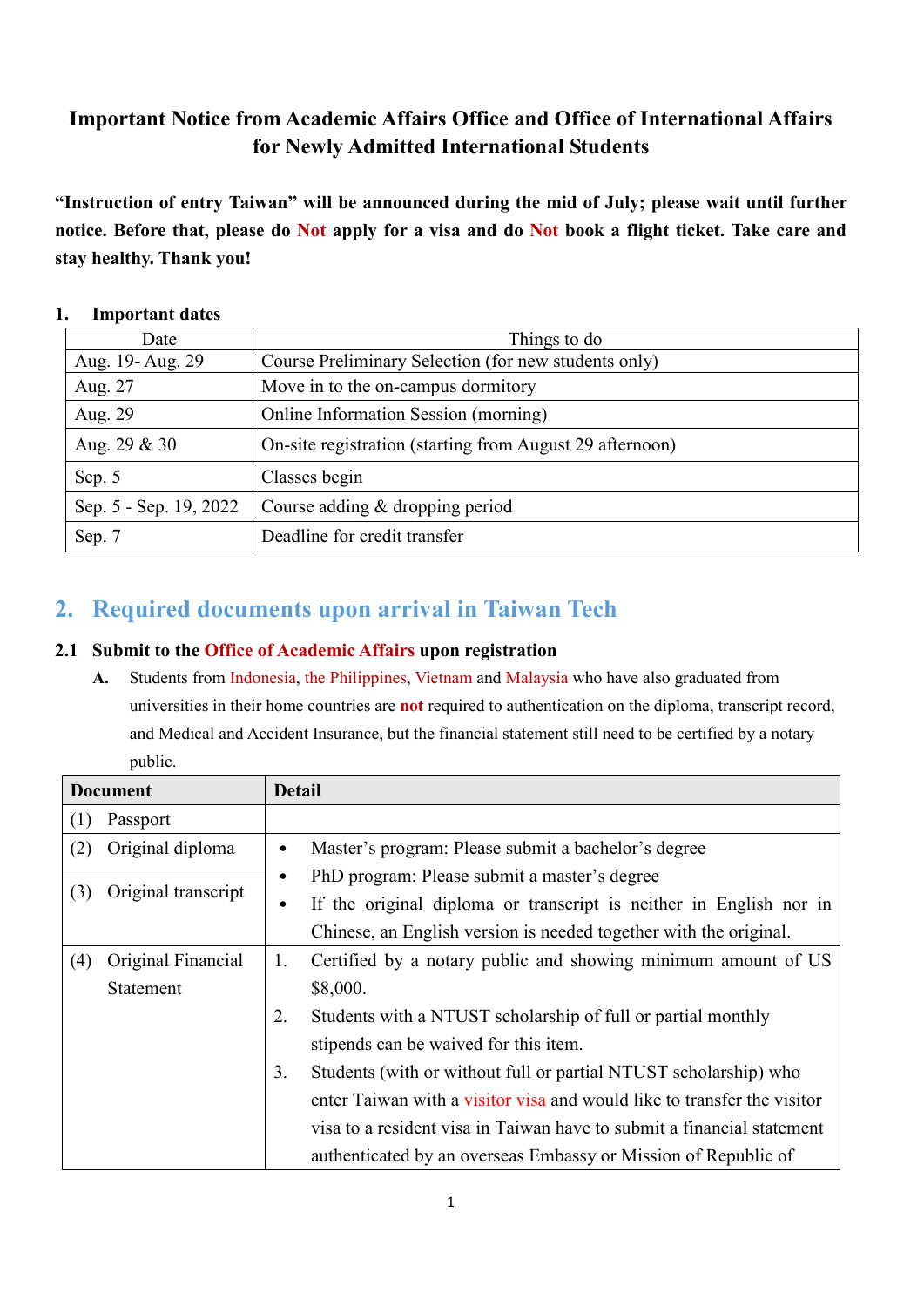# Important Notice from Academic Affairs Office and Office of International Affairs for Newly Admitted International Students

**"Instruction of entry Taiwan" will be announced during the mid of July; please wait until further notice. Before that, please do Not apply for a visa and do Not book a flight ticket. Take care and stay healthy. Thank you!**

## 1. Important dates

| Date | Things to do |
|---|---|
| Aug. 19- Aug. 29 | Course Preliminary Selection (for new students only) |
| Aug. 27 | Move in to the on-campus dormitory |
| Aug. 29 | Online Information Session (morning) |
| Aug. 29 & 30 | On-site registration (starting from August 29 afternoon) |
| Sep. 5 | Classes begin |
| Sep. 5 - Sep. 19, 2022 | Course adding & dropping period |
| Sep. 7 | Deadline for credit transfer |

## 2. Required documents upon arrival in Taiwan Tech

### 2.1 Submit to the Office of Academic Affairs upon registration

**A.** Students from Indonesia, the Philippines, Vietnam and Malaysia who have also graduated from universities in their home countries are **not** required to authentication on the diploma, transcript record, and Medical and Accident Insurance, but the financial statement still need to be certified by a notary public.

| Document | Detail |
|---|---|
| (1) Passport | |
| (2) Original diploma<br>(3) Original transcript | • Master's program: Please submit a bachelor's degree<br>• PhD program: Please submit a master's degree<br>• If the original diploma or transcript is neither in English nor in Chinese, an English version is needed together with the original. |
| (4) Original Financial Statement | 1. Certified by a notary public and showing minimum amount of US $8,000.<br>2. Students with a NTUST scholarship of full or partial monthly stipends can be waived for this item.<br>3. Students (with or without full or partial NTUST scholarship) who enter Taiwan with a visitor visa and would like to transfer the visitor visa to a resident visa in Taiwan have to submit a financial statement authenticated by an overseas Embassy or Mission of Republic of |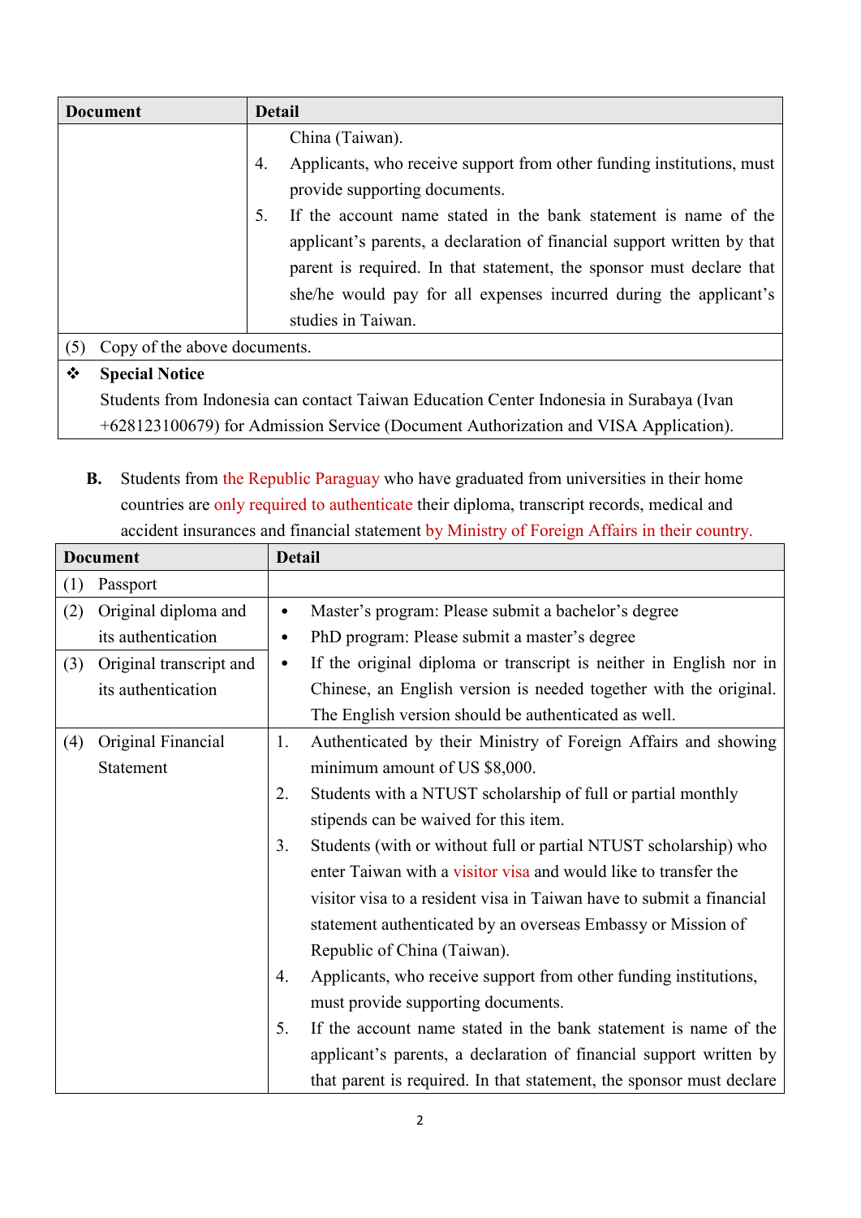| Document | Detail |
| --- | --- |
| | China (Taiwan).<br>4. Applicants, who receive support from other funding institutions, must provide supporting documents.<br>5. If the account name stated in the bank statement is name of the applicant's parents, a declaration of financial support written by that parent is required. In that statement, the sponsor must declare that she/he would pay for all expenses incurred during the applicant's studies in Taiwan. |
| (5) Copy of the above documents. | |
| ❖ **Special Notice**<br>Students from Indonesia can contact Taiwan Education Center Indonesia in Surabaya (Ivan +628123100679) for Admission Service (Document Authorization and VISA Application). | |

**B.** Students from the Republic Paraguay who have graduated from universities in their home countries are only required to authenticate their diploma, transcript records, medical and accident insurances and financial statement by Ministry of Foreign Affairs in their country.

| Document | Detail |
| --- | --- |
| (1) Passport | |
| (2) Original diploma and its authentication<br>(3) Original transcript and its authentication | • Master's program: Please submit a bachelor's degree<br>• PhD program: Please submit a master's degree<br>• If the original diploma or transcript is neither in English nor in Chinese, an English version is needed together with the original. The English version should be authenticated as well. |
| (4) Original Financial Statement | 1. Authenticated by their Ministry of Foreign Affairs and showing minimum amount of US $8,000.<br>2. Students with a NTUST scholarship of full or partial monthly stipends can be waived for this item.<br>3. Students (with or without full or partial NTUST scholarship) who enter Taiwan with a visitor visa and would like to transfer the visitor visa to a resident visa in Taiwan have to submit a financial statement authenticated by an overseas Embassy or Mission of Republic of China (Taiwan).<br>4. Applicants, who receive support from other funding institutions, must provide supporting documents.<br>5. If the account name stated in the bank statement is name of the applicant's parents, a declaration of financial support written by that parent is required. In that statement, the sponsor must declare |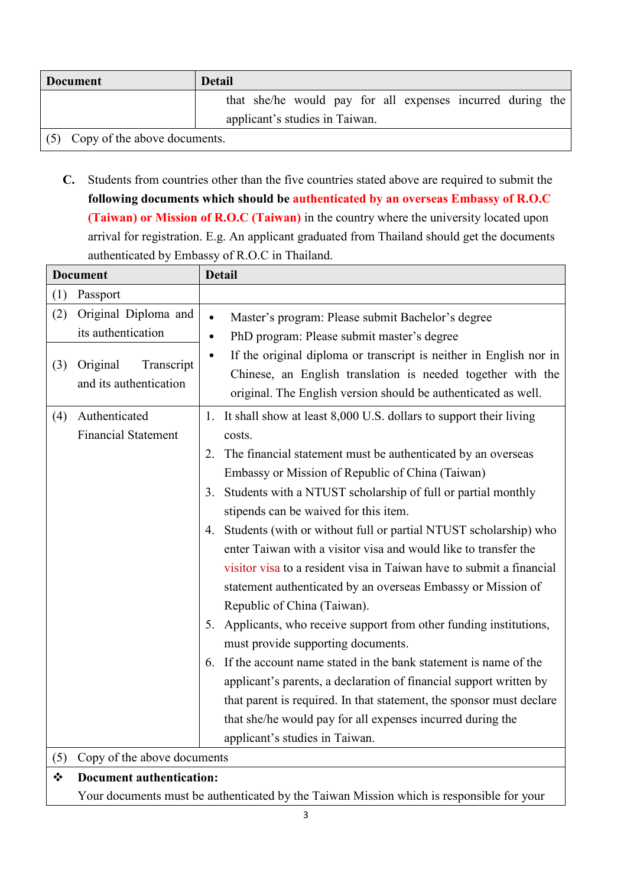| Document | Detail |
| --- | --- |
| | that she/he would pay for all expenses incurred during the applicant's studies in Taiwan. |
| (5) Copy of the above documents. | |

**C.** Students from countries other than the five countries stated above are required to submit the **following documents which should be authenticated by an overseas Embassy of R.O.C (Taiwan) or Mission of R.O.C (Taiwan)** in the country where the university located upon arrival for registration. E.g. An applicant graduated from Thailand should get the documents authenticated by Embassy of R.O.C in Thailand.

| Document | Detail |
| --- | --- |
| (1) Passport | |
| (2) Original Diploma and its authentication | • Master's program: Please submit Bachelor's degree<br>• PhD program: Please submit master's degree<br>• If the original diploma or transcript is neither in English nor in Chinese, an English translation is needed together with the original. The English version should be authenticated as well. |
| (3) Original Transcript and its authentication | |
| (4) Authenticated Financial Statement | 1. It shall show at least 8,000 U.S. dollars to support their living costs.<br>2. The financial statement must be authenticated by an overseas Embassy or Mission of Republic of China (Taiwan)<br>3. Students with a NTUST scholarship of full or partial monthly stipends can be waived for this item.<br>4. Students (with or without full or partial NTUST scholarship) who enter Taiwan with a visitor visa and would like to transfer the visitor visa to a resident visa in Taiwan have to submit a financial statement authenticated by an overseas Embassy or Mission of Republic of China (Taiwan).<br>5. Applicants, who receive support from other funding institutions, must provide supporting documents.<br>6. If the account name stated in the bank statement is name of the applicant's parents, a declaration of financial support written by that parent is required. In that statement, the sponsor must declare that she/he would pay for all expenses incurred during the applicant's studies in Taiwan. |
| (5) Copy of the above documents | |
| ❖ **Document authentication:**<br>Your documents must be authenticated by the Taiwan Mission which is responsible for your | |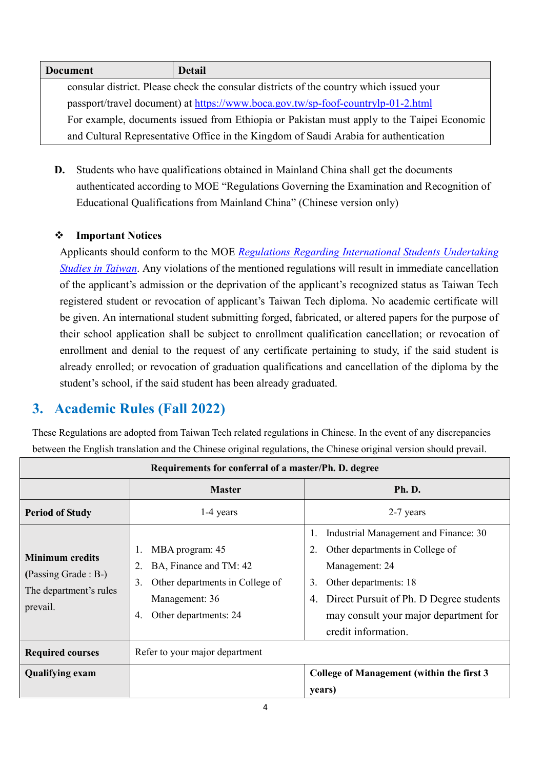| Document | Detail |
| --- | --- |
| consular district. Please check the consular districts of the country which issued your passport/travel document) at https://www.boca.gov.tw/sp-foof-countrylp-01-2.html<br>For example, documents issued from Ethiopia or Pakistan must apply to the Taipei Economic and Cultural Representative Office in the Kingdom of Saudi Arabia for authentication | |

**D.** Students who have qualifications obtained in Mainland China shall get the documents authenticated according to MOE "Regulations Governing the Examination and Recognition of Educational Qualifications from Mainland China" (Chinese version only)

❖ **Important Notices**

Applicants should conform to the MOE *Regulations Regarding International Students Undertaking Studies in Taiwan*. Any violations of the mentioned regulations will result in immediate cancellation of the applicant's admission or the deprivation of the applicant's recognized status as Taiwan Tech registered student or revocation of applicant's Taiwan Tech diploma. No academic certificate will be given. An international student submitting forged, fabricated, or altered papers for the purpose of their school application shall be subject to enrollment qualification cancellation; or revocation of enrollment and denial to the request of any certificate pertaining to study, if the said student is already enrolled; or revocation of graduation qualifications and cancellation of the diploma by the student's school, if the said student has been already graduated.

## 3. Academic Rules (Fall 2022)

These Regulations are adopted from Taiwan Tech related regulations in Chinese. In the event of any discrepancies between the English translation and the Chinese original regulations, the Chinese original version should prevail.

| Requirements for conferral of a master/Ph. D. degree | | |
| --- | --- | --- |
| | **Master** | **Ph. D.** |
| **Period of Study** | 1-4 years | 2-7 years |
| **Minimum credits** (Passing Grade : B-) The department's rules prevail. | 1. MBA program: 45<br>2. BA, Finance and TM: 42<br>3. Other departments in College of Management: 36<br>4. Other departments: 24 | 1. Industrial Management and Finance: 30<br>2. Other departments in College of Management: 24<br>3. Other departments: 18<br>4. Direct Pursuit of Ph. D Degree students may consult your major department for credit information. |
| **Required courses** | Refer to your major department | |
| **Qualifying exam** | | **College of Management (within the first 3 years)** |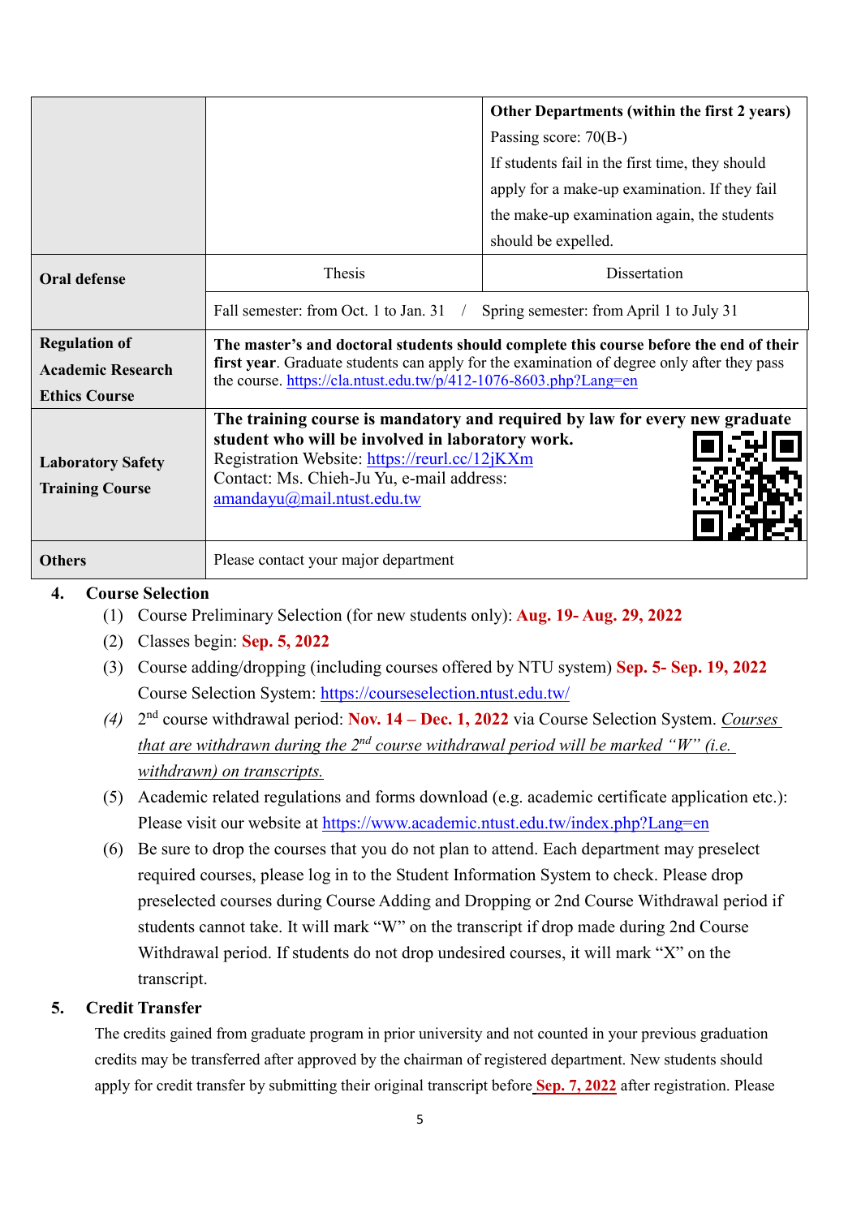| | | |
|---|---|---|
| | | **Other Departments (within the first 2 years)**<br>Passing score: 70(B-)<br>If students fail in the first time, they should apply for a make-up examination. If they fail the make-up examination again, the students should be expelled. |
| **Oral defense** | Thesis | Dissertation |
| | Fall semester: from Oct. 1 to Jan. 31 / Spring semester: from April 1 to July 31 | |
| **Regulation of Academic Research Ethics Course** | **The master's and doctoral students should complete this course before the end of their first year**. Graduate students can apply for the examination of degree only after they pass the course. https://cla.ntust.edu.tw/p/412-1076-8603.php?Lang=en | |
| **Laboratory Safety Training Course** | **The training course is mandatory and required by law for every new graduate student who will be involved in laboratory work.**<br>Registration Website: https://reurl.cc/12jKXm<br>Contact: Ms. Chieh-Ju Yu, e-mail address: amandayu@mail.ntust.edu.tw | |
| **Others** | Please contact your major department | |

4. **Course Selection**

(1) Course Preliminary Selection (for new students only): **Aug. 19- Aug. 29, 2022**

(2) Classes begin: **Sep. 5, 2022**

(3) Course adding/dropping (including courses offered by NTU system) **Sep. 5- Sep. 19, 2022** Course Selection System: https://courseselection.ntust.edu.tw/

*(4)* 2nd course withdrawal period: **Nov. 14 – Dec. 1, 2022** via Course Selection System. *Courses that are withdrawn during the 2nd course withdrawal period will be marked "W" (i.e. withdrawn) on transcripts.*

(5) Academic related regulations and forms download (e.g. academic certificate application etc.): Please visit our website at https://www.academic.ntust.edu.tw/index.php?Lang=en

(6) Be sure to drop the courses that you do not plan to attend. Each department may preselect required courses, please log in to the Student Information System to check. Please drop preselected courses during Course Adding and Dropping or 2nd Course Withdrawal period if students cannot take. It will mark "W" on the transcript if drop made during 2nd Course Withdrawal period. If students do not drop undesired courses, it will mark "X" on the transcript.

5. **Credit Transfer**

The credits gained from graduate program in prior university and not counted in your previous graduation credits may be transferred after approved by the chairman of registered department. New students should apply for credit transfer by submitting their original transcript before **Sep. 7, 2022** after registration. Please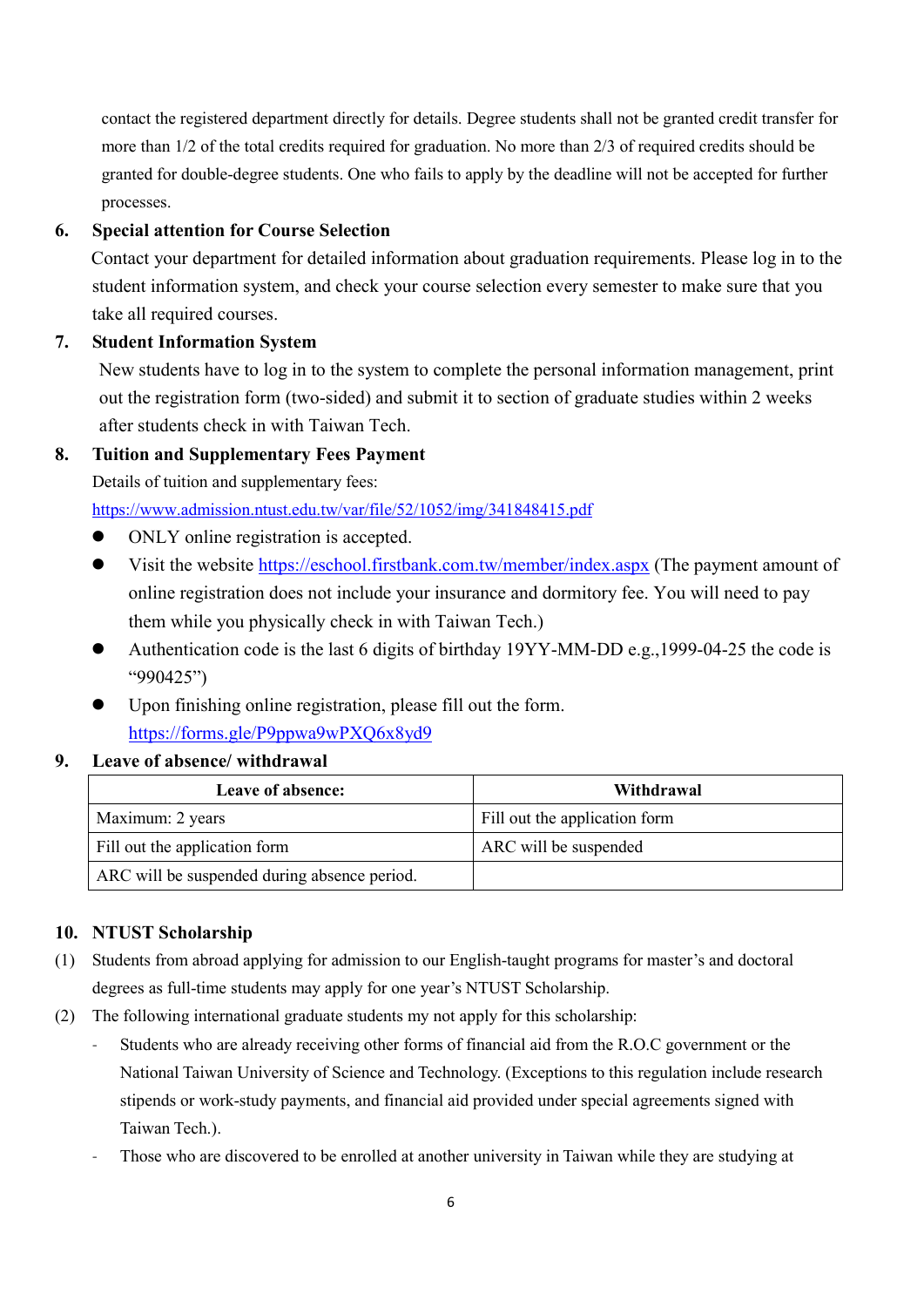contact the registered department directly for details. Degree students shall not be granted credit transfer for more than 1/2 of the total credits required for graduation. No more than 2/3 of required credits should be granted for double-degree students. One who fails to apply by the deadline will not be accepted for further processes.

## 6. Special attention for Course Selection

Contact your department for detailed information about graduation requirements. Please log in to the student information system, and check your course selection every semester to make sure that you take all required courses.

## 7. Student Information System

New students have to log in to the system to complete the personal information management, print out the registration form (two-sided) and submit it to section of graduate studies within 2 weeks after students check in with Taiwan Tech.

## 8. Tuition and Supplementary Fees Payment

Details of tuition and supplementary fees:
https://www.admission.ntust.edu.tw/var/file/52/1052/img/341848415.pdf

- ONLY online registration is accepted.
- Visit the website https://eschool.firstbank.com.tw/member/index.aspx (The payment amount of online registration does not include your insurance and dormitory fee. You will need to pay them while you physically check in with Taiwan Tech.)
- Authentication code is the last 6 digits of birthday 19YY-MM-DD e.g.,1999-04-25 the code is "990425")
- Upon finishing online registration, please fill out the form. https://forms.gle/P9ppwa9wPXQ6x8yd9

## 9. Leave of absence/ withdrawal

| Leave of absence: | Withdrawal |
|---|---|
| Maximum: 2 years | Fill out the application form |
| Fill out the application form | ARC will be suspended |
| ARC will be suspended during absence period. | |

## 10. NTUST Scholarship

(1) Students from abroad applying for admission to our English-taught programs for master's and doctoral degrees as full-time students may apply for one year's NTUST Scholarship.

(2) The following international graduate students my not apply for this scholarship:

- Students who are already receiving other forms of financial aid from the R.O.C government or the National Taiwan University of Science and Technology. (Exceptions to this regulation include research stipends or work-study payments, and financial aid provided under special agreements signed with Taiwan Tech.).
- Those who are discovered to be enrolled at another university in Taiwan while they are studying at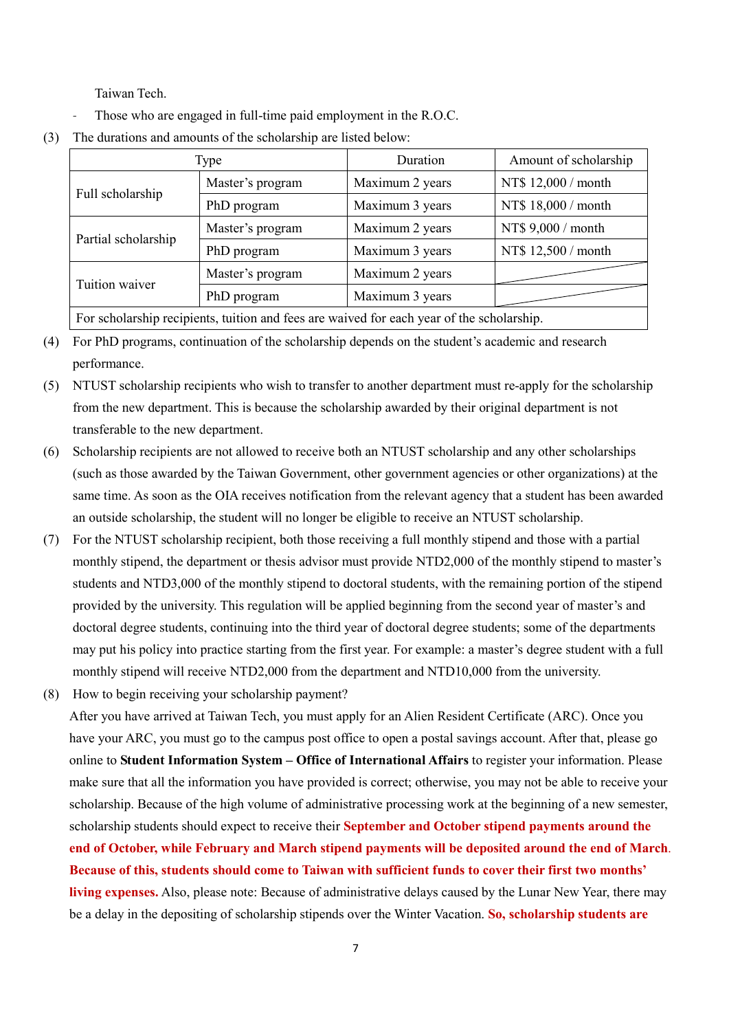Taiwan Tech.

- Those who are engaged in full-time paid employment in the R.O.C.

(3) The durations and amounts of the scholarship are listed below:

| Type | | Duration | Amount of scholarship |
|---|---|---|---|
| Full scholarship | Master's program | Maximum 2 years | NT$ 12,000 / month |
| | PhD program | Maximum 3 years | NT$ 18,000 / month |
| Partial scholarship | Master's program | Maximum 2 years | NT$ 9,000 / month |
| | PhD program | Maximum 3 years | NT$ 12,500 / month |
| Tuition waiver | Master's program | Maximum 2 years | |
| | PhD program | Maximum 3 years | |
| For scholarship recipients, tuition and fees are waived for each year of the scholarship. | | | |

(4) For PhD programs, continuation of the scholarship depends on the student's academic and research performance.

(5) NTUST scholarship recipients who wish to transfer to another department must re-apply for the scholarship from the new department. This is because the scholarship awarded by their original department is not transferable to the new department.

(6) Scholarship recipients are not allowed to receive both an NTUST scholarship and any other scholarships (such as those awarded by the Taiwan Government, other government agencies or other organizations) at the same time. As soon as the OIA receives notification from the relevant agency that a student has been awarded an outside scholarship, the student will no longer be eligible to receive an NTUST scholarship.

(7) For the NTUST scholarship recipient, both those receiving a full monthly stipend and those with a partial monthly stipend, the department or thesis advisor must provide NTD2,000 of the monthly stipend to master's students and NTD3,000 of the monthly stipend to doctoral students, with the remaining portion of the stipend provided by the university. This regulation will be applied beginning from the second year of master's and doctoral degree students, continuing into the third year of doctoral degree students; some of the departments may put his policy into practice starting from the first year. For example: a master's degree student with a full monthly stipend will receive NTD2,000 from the department and NTD10,000 from the university.

(8) How to begin receiving your scholarship payment?

After you have arrived at Taiwan Tech, you must apply for an Alien Resident Certificate (ARC). Once you have your ARC, you must go to the campus post office to open a postal savings account. After that, please go online to **Student Information System – Office of International Affairs** to register your information. Please make sure that all the information you have provided is correct; otherwise, you may not be able to receive your scholarship. Because of the high volume of administrative processing work at the beginning of a new semester, scholarship students should expect to receive their **September and October stipend payments around the end of October, while February and March stipend payments will be deposited around the end of March**. **Because of this, students should come to Taiwan with sufficient funds to cover their first two months' living expenses.** Also, please note: Because of administrative delays caused by the Lunar New Year, there may be a delay in the depositing of scholarship stipends over the Winter Vacation. **So, scholarship students are**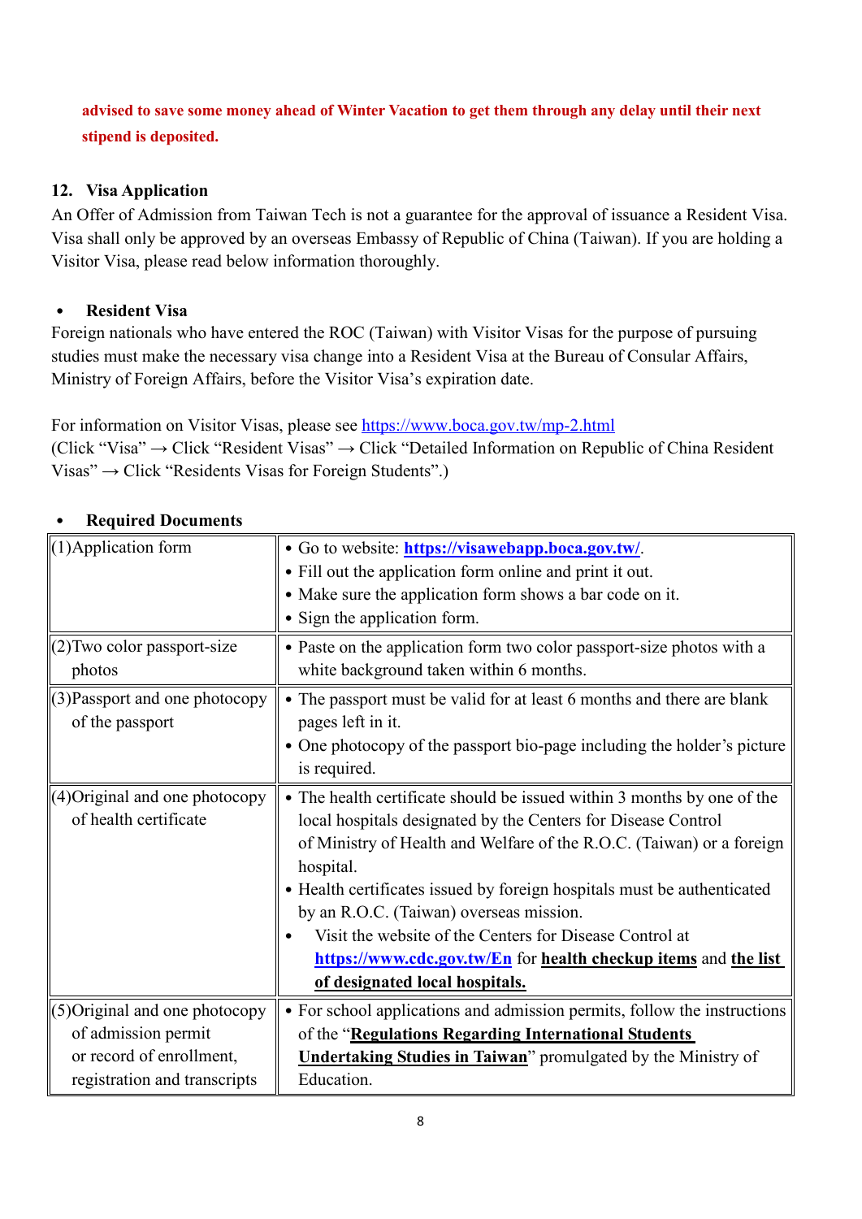**advised to save some money ahead of Winter Vacation to get them through any delay until their next stipend is deposited.**

## 12. Visa Application

An Offer of Admission from Taiwan Tech is not a guarantee for the approval of issuance a Resident Visa. Visa shall only be approved by an overseas Embassy of Republic of China (Taiwan). If you are holding a Visitor Visa, please read below information thoroughly.

- **Resident Visa**

Foreign nationals who have entered the ROC (Taiwan) with Visitor Visas for the purpose of pursuing studies must make the necessary visa change into a Resident Visa at the Bureau of Consular Affairs, Ministry of Foreign Affairs, before the Visitor Visa's expiration date.

For information on Visitor Visas, please see https://www.boca.gov.tw/mp-2.html
(Click "Visa" → Click "Resident Visas" → Click "Detailed Information on Republic of China Resident Visas" → Click "Residents Visas for Foreign Students".)

- **Required Documents**

| | |
|---|---|
| (1)Application form | • Go to website: **https://visawebapp.boca.gov.tw/**.<br>• Fill out the application form online and print it out.<br>• Make sure the application form shows a bar code on it.<br>• Sign the application form. |
| (2)Two color passport-size photos | • Paste on the application form two color passport-size photos with a white background taken within 6 months. |
| (3)Passport and one photocopy of the passport | • The passport must be valid for at least 6 months and there are blank pages left in it.<br>• One photocopy of the passport bio-page including the holder's picture is required. |
| (4)Original and one photocopy of health certificate | • The health certificate should be issued within 3 months by one of the local hospitals designated by the Centers for Disease Control of Ministry of Health and Welfare of the R.O.C. (Taiwan) or a foreign hospital.<br>• Health certificates issued by foreign hospitals must be authenticated by an R.O.C. (Taiwan) overseas mission.<br>• Visit the website of the Centers for Disease Control at **https://www.cdc.gov.tw/En** for **health checkup items** and **the list of designated local hospitals.** |
| (5)Original and one photocopy of admission permit or record of enrollment, registration and transcripts | • For school applications and admission permits, follow the instructions of the "**Regulations Regarding International Students Undertaking Studies in Taiwan**" promulgated by the Ministry of Education. |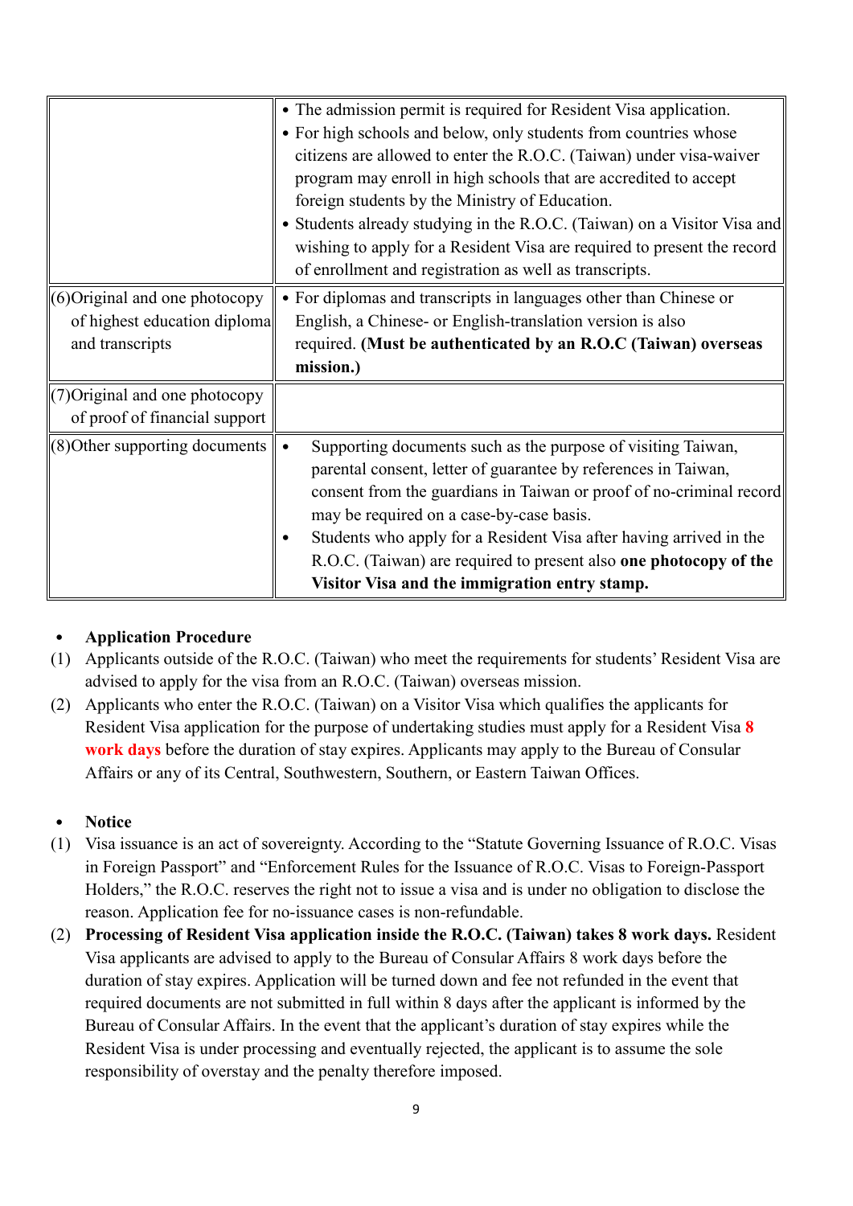| | |
|---|---|
| | • The admission permit is required for Resident Visa application.<br>• For high schools and below, only students from countries whose citizens are allowed to enter the R.O.C. (Taiwan) under visa-waiver program may enroll in high schools that are accredited to accept foreign students by the Ministry of Education.<br>• Students already studying in the R.O.C. (Taiwan) on a Visitor Visa and wishing to apply for a Resident Visa are required to present the record of enrollment and registration as well as transcripts. |
| (6)Original and one photocopy of highest education diploma and transcripts | • For diplomas and transcripts in languages other than Chinese or English, a Chinese- or English-translation version is also required. **(Must be authenticated by an R.O.C (Taiwan) overseas mission.)** |
| (7)Original and one photocopy of proof of financial support | |
| (8)Other supporting documents | • Supporting documents such as the purpose of visiting Taiwan, parental consent, letter of guarantee by references in Taiwan, consent from the guardians in Taiwan or proof of no-criminal record may be required on a case-by-case basis.<br>• Students who apply for a Resident Visa after having arrived in the R.O.C. (Taiwan) are required to present also **one photocopy of the Visitor Visa and the immigration entry stamp.** |

- **Application Procedure**

(1) Applicants outside of the R.O.C. (Taiwan) who meet the requirements for students' Resident Visa are advised to apply for the visa from an R.O.C. (Taiwan) overseas mission.

(2) Applicants who enter the R.O.C. (Taiwan) on a Visitor Visa which qualifies the applicants for Resident Visa application for the purpose of undertaking studies must apply for a Resident Visa **8 work days** before the duration of stay expires. Applicants may apply to the Bureau of Consular Affairs or any of its Central, Southwestern, Southern, or Eastern Taiwan Offices.

- **Notice**

(1) Visa issuance is an act of sovereignty. According to the "Statute Governing Issuance of R.O.C. Visas in Foreign Passport" and "Enforcement Rules for the Issuance of R.O.C. Visas to Foreign-Passport Holders," the R.O.C. reserves the right not to issue a visa and is under no obligation to disclose the reason. Application fee for no-issuance cases is non-refundable.

(2) **Processing of Resident Visa application inside the R.O.C. (Taiwan) takes 8 work days.** Resident Visa applicants are advised to apply to the Bureau of Consular Affairs 8 work days before the duration of stay expires. Application will be turned down and fee not refunded in the event that required documents are not submitted in full within 8 days after the applicant is informed by the Bureau of Consular Affairs. In the event that the applicant's duration of stay expires while the Resident Visa is under processing and eventually rejected, the applicant is to assume the sole responsibility of overstay and the penalty therefore imposed.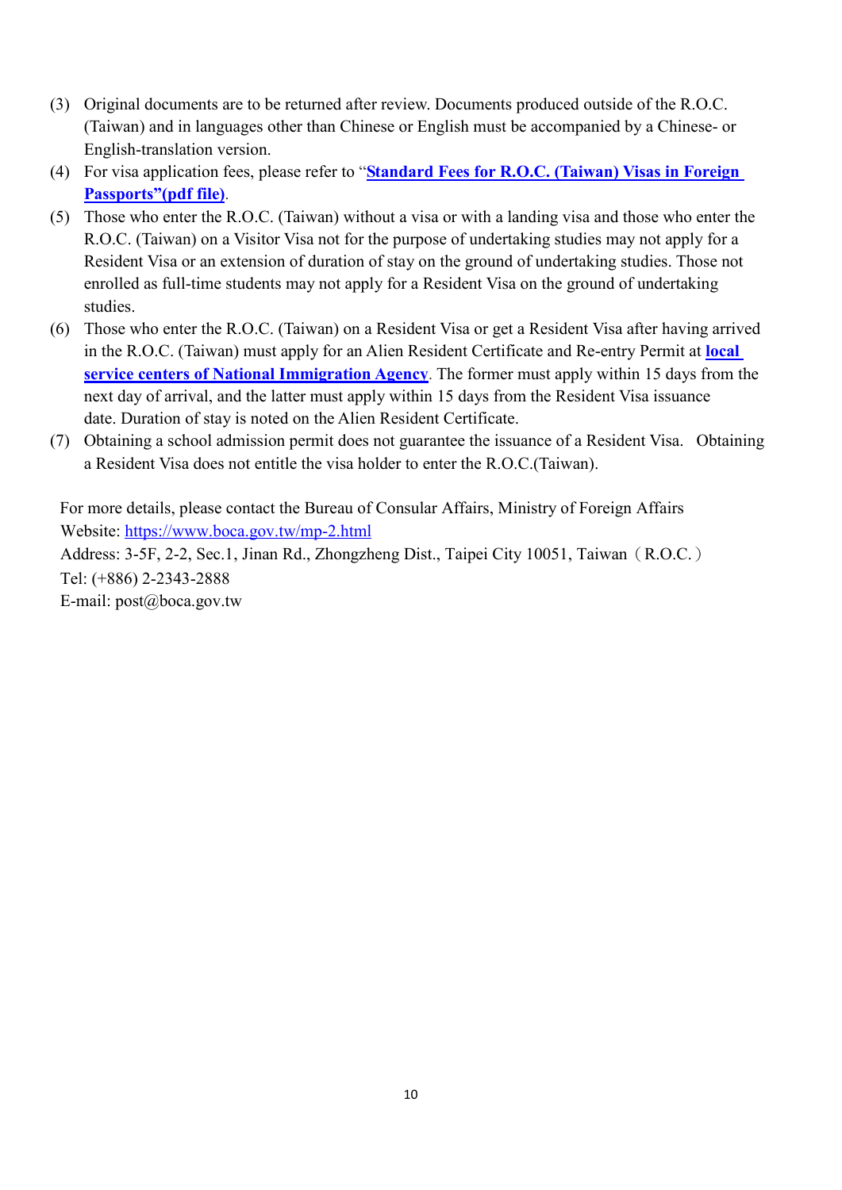(3) Original documents are to be returned after review. Documents produced outside of the R.O.C. (Taiwan) and in languages other than Chinese or English must be accompanied by a Chinese- or English-translation version.

(4) For visa application fees, please refer to "**Standard Fees for R.O.C. (Taiwan) Visas in Foreign Passports"(pdf file)**.

(5) Those who enter the R.O.C. (Taiwan) without a visa or with a landing visa and those who enter the R.O.C. (Taiwan) on a Visitor Visa not for the purpose of undertaking studies may not apply for a Resident Visa or an extension of duration of stay on the ground of undertaking studies. Those not enrolled as full-time students may not apply for a Resident Visa on the ground of undertaking studies.

(6) Those who enter the R.O.C. (Taiwan) on a Resident Visa or get a Resident Visa after having arrived in the R.O.C. (Taiwan) must apply for an Alien Resident Certificate and Re-entry Permit at **local service centers of National Immigration Agency**. The former must apply within 15 days from the next day of arrival, and the latter must apply within 15 days from the Resident Visa issuance date. Duration of stay is noted on the Alien Resident Certificate.

(7) Obtaining a school admission permit does not guarantee the issuance of a Resident Visa. Obtaining a Resident Visa does not entitle the visa holder to enter the R.O.C.(Taiwan).

For more details, please contact the Bureau of Consular Affairs, Ministry of Foreign Affairs  
Website: https://www.boca.gov.tw/mp-2.html  
Address: 3-5F, 2-2, Sec.1, Jinan Rd., Zhongzheng Dist., Taipei City 10051, Taiwan（R.O.C.）  
Tel: (+886) 2-2343-2888  
E-mail: post@boca.gov.tw